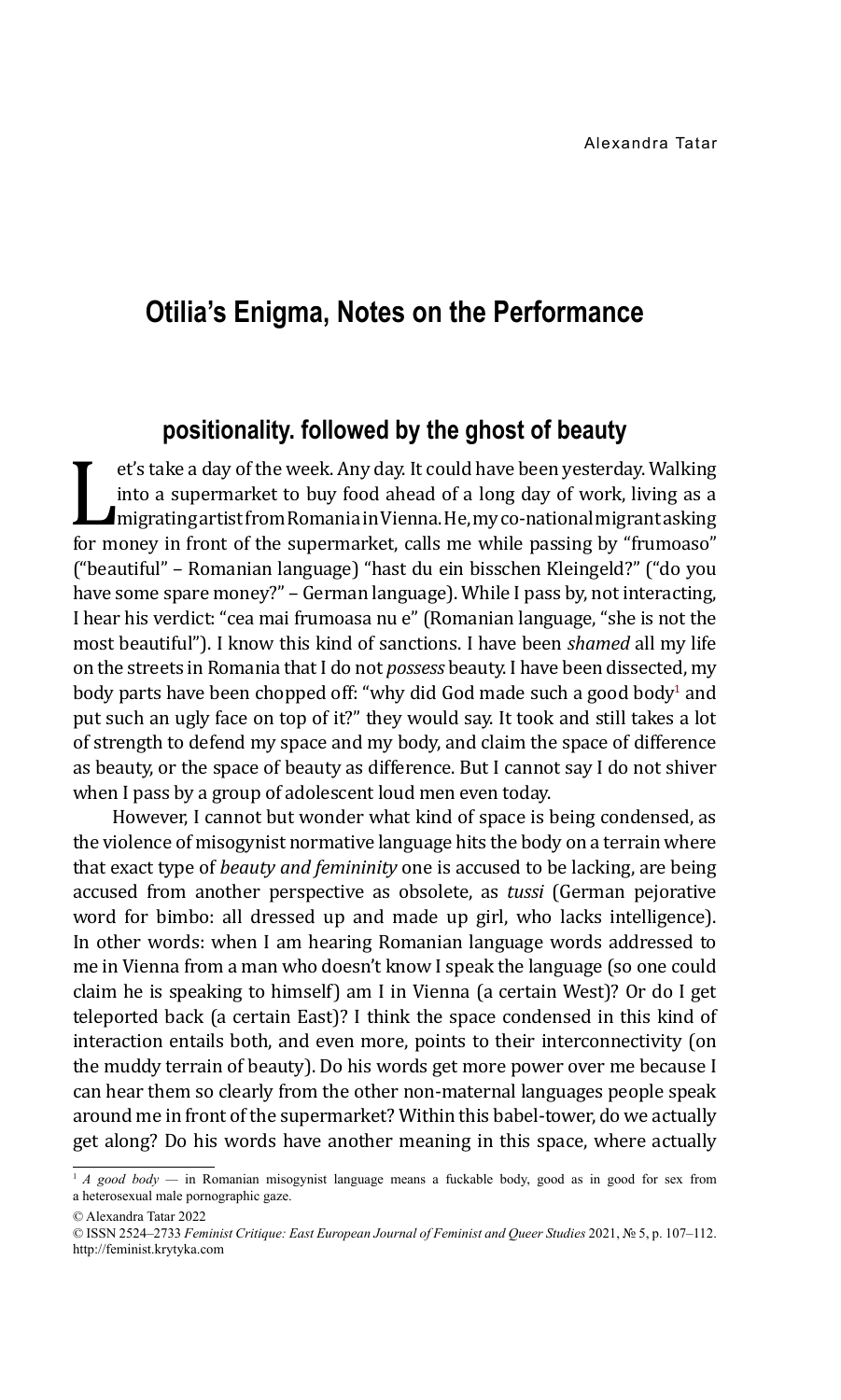Alexandra Tatar

# Otilia's Enigma, Notes on the Performance

## positionality. followed by the ghost of beauty

Let's take a day of the week. Any day. It could have been yesterday. Walking into a supermarket to buy food ahead of a long day of work, living as a migrating artist from Romania in Vienna. He, my co-national migrant asking for money in front of the supermarket, calls me while passing by "frumoaso" ("beautiful" – Romanian language) "hast du ein bisschen Kleingeld?" ("do you have some spare money?" – German language). While I pass by, not interacting, I hear his verdict: "cea mai frumoasa nu e" (Romanian language, "she is not the most beautiful"). I know this kind of sanctions. I have been *shamed* all my life on the streets in Romania that I do not *possess* beauty. I have been dissected, my body parts have been chopped off: "why did God made such a good body[1] and put such an ugly face on top of it?" they would say. It took and still takes a lot of strength to defend my space and my body, and claim the space of difference as beauty, or the space of beauty as difference. But I cannot say I do not shiver when I pass by a group of adolescent loud men even today.

However, I cannot but wonder what kind of space is being condensed, as the violence of misogynist normative language hits the body on a terrain where that exact type of *beauty and femininity* one is accused to be lacking, are being accused from another perspective as obsolete, as *tussi* (German pejorative word for bimbo: all dressed up and made up girl, who lacks intelligence). In other words: when I am hearing Romanian language words addressed to me in Vienna from a man who doesn't know I speak the language (so one could claim he is speaking to himself) am I in Vienna (a certain West)? Or do I get teleported back (a certain East)? I think the space condensed in this kind of interaction entails both, and even more, points to their interconnectivity (on the muddy terrain of beauty). Do his words get more power over me because I can hear them so clearly from the other non-maternal languages people speak around me in front of the supermarket? Within this babel-tower, do we actually get along? Do his words have another meaning in this space, where actually

[1] *A good body* — in Romanian misogynist language means a fuckable body, good as in good for sex from a heterosexual male pornographic gaze.

© Alexandra Tatar 2022

© ISSN 2524–2733 *Feminist Critique: East European Journal of Feminist and Queer Studies* 2021, № 5, p. 107–112. http://feminist.krytyka.com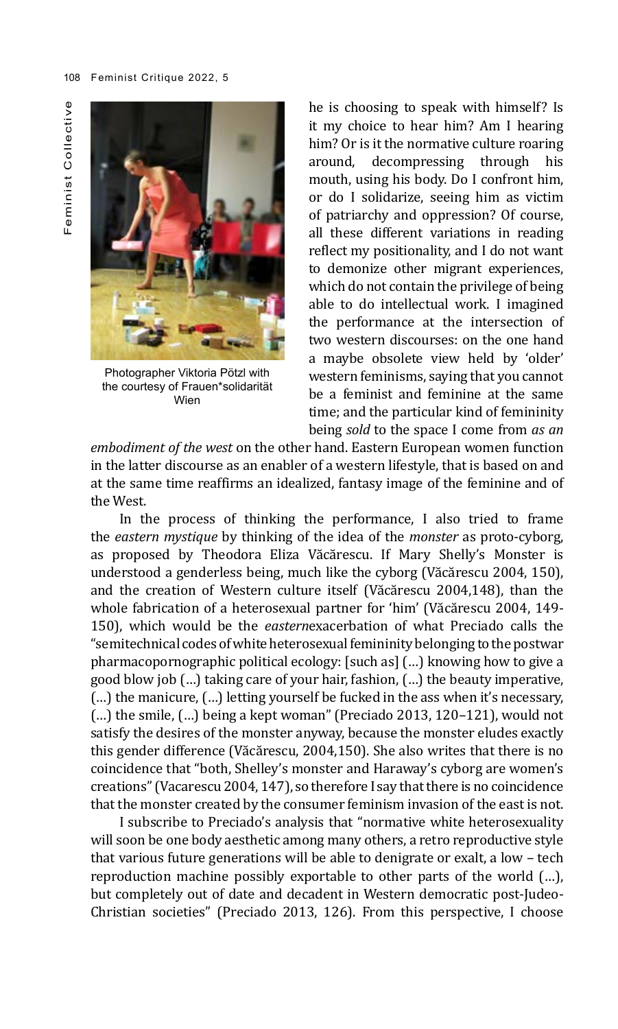he is choosing to speak with himself? Is it my choice to hear him? Am I hearing him? Or is it the normative culture roaring around, decompressing through his mouth, using his body. Do I confront him, or do I solidarize, seeing him as victim of patriarchy and oppression? Of course, all these different variations in reading reflect my positionality, and I do not want to demonize other migrant experiences, which do not contain the privilege of being able to do intellectual work. I imagined the performance at the intersection of two western discourses: on the one hand a maybe obsolete view held by 'older' western feminisms, saying that you cannot be a feminist and feminine at the same time; and the particular kind of femininity being *sold* to the space I come from *as an embodiment of the west* on the other hand. Eastern European women function in the latter discourse as an enabler of a western lifestyle, that is based on and at the same time reaffirms an idealized, fantasy image of the feminine and of the West.

Photographer Viktoria Pötzl with the courtesy of Frauen*solidarität Wien

In the process of thinking the performance, I also tried to frame the *eastern mystique* by thinking of the idea of the *monster* as proto-cyborg, as proposed by Theodora Eliza Văcărescu. If Mary Shelly's Monster is understood a genderless being, much like the cyborg (Văcărescu 2004, 150), and the creation of Western culture itself (Văcărescu 2004,148), than the whole fabrication of a heterosexual partner for 'him' (Văcărescu 2004, 149-150), which would be the *eastern*exacerbation of what Preciado calls the "semitechnical codes of white heterosexual femininity belonging to the postwar pharmacopornographic political ecology: [such as] (…) knowing how to give a good blow job (…) taking care of your hair, fashion, (…) the beauty imperative, (…) the manicure, (…) letting yourself be fucked in the ass when it's necessary, (…) the smile, (…) being a kept woman" (Preciado 2013, 120–121), would not satisfy the desires of the monster anyway, because the monster eludes exactly this gender difference (Văcărescu, 2004,150). She also writes that there is no coincidence that "both, Shelley's monster and Haraway's cyborg are women's creations" (Vacarescu 2004, 147), so therefore I say that there is no coincidence that the monster created by the consumer feminism invasion of the east is not.

I subscribe to Preciado's analysis that "normative white heterosexuality will soon be one body aesthetic among many others, a retro reproductive style that various future generations will be able to denigrate or exalt, a low – tech reproduction machine possibly exportable to other parts of the world (…), but completely out of date and decadent in Western democratic post-Judeo-Christian societies" (Preciado 2013, 126). From this perspective, I choose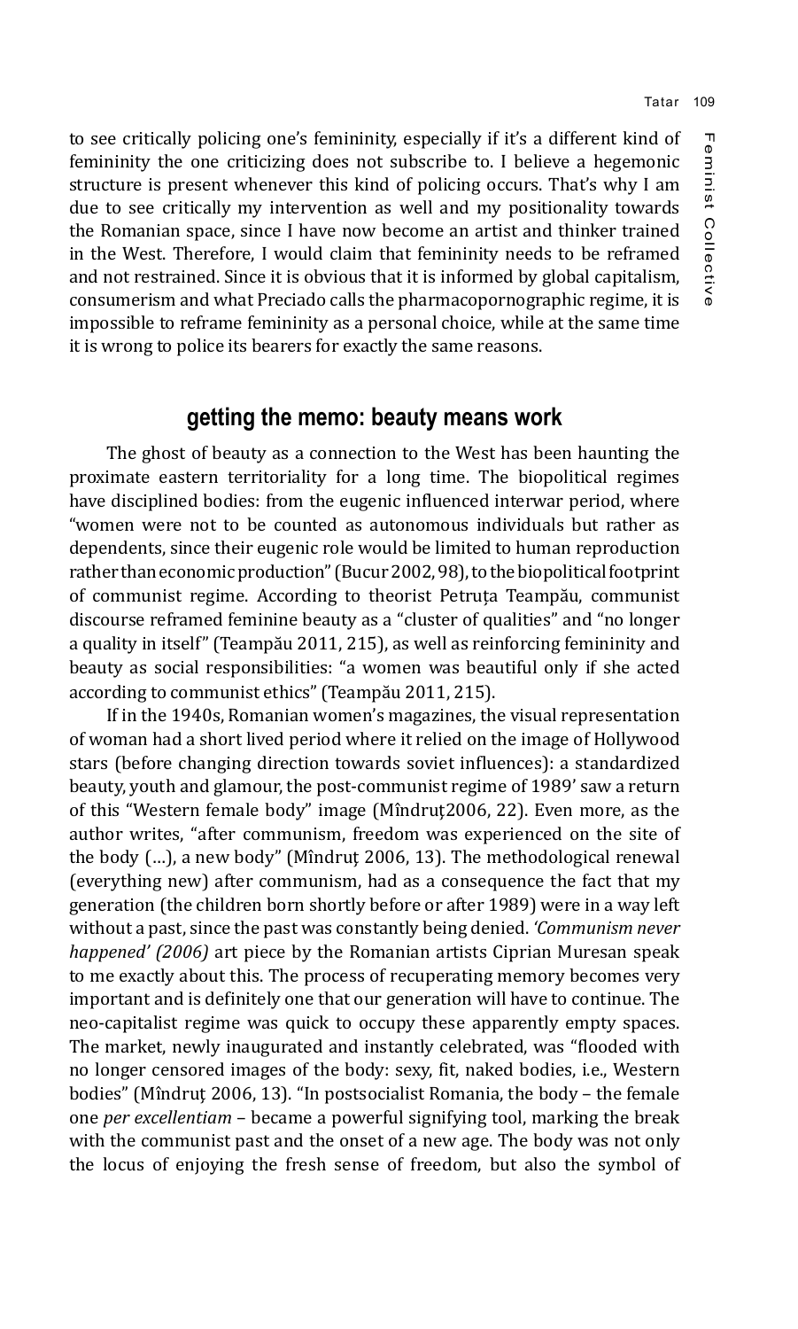to see critically policing one's femininity, especially if it's a different kind of femininity the one criticizing does not subscribe to. I believe a hegemonic structure is present whenever this kind of policing occurs. That's why I am due to see critically my intervention as well and my positionality towards the Romanian space, since I have now become an artist and thinker trained in the West. Therefore, I would claim that femininity needs to be reframed and not restrained. Since it is obvious that it is informed by global capitalism, consumerism and what Preciado calls the pharmacopornographic regime, it is impossible to reframe femininity as a personal choice, while at the same time it is wrong to police its bearers for exactly the same reasons.

## getting the memo: beauty means work

The ghost of beauty as a connection to the West has been haunting the proximate eastern territoriality for a long time. The biopolitical regimes have disciplined bodies: from the eugenic influenced interwar period, where "women were not to be counted as autonomous individuals but rather as dependents, since their eugenic role would be limited to human reproduction rather than economic production" (Bucur 2002, 98), to the biopolitical footprint of communist regime. According to theorist Petruța Teampău, communist discourse reframed feminine beauty as a "cluster of qualities" and "no longer a quality in itself" (Teampău 2011, 215), as well as reinforcing femininity and beauty as social responsibilities: "a women was beautiful only if she acted according to communist ethics" (Teampău 2011, 215).

If in the 1940s, Romanian women's magazines, the visual representation of woman had a short lived period where it relied on the image of Hollywood stars (before changing direction towards soviet influences): a standardized beauty, youth and glamour, the post-communist regime of 1989' saw a return of this "Western female body" image (Mîndruț2006, 22). Even more, as the author writes, "after communism, freedom was experienced on the site of the body (…), a new body" (Mîndruț 2006, 13). The methodological renewal (everything new) after communism, had as a consequence the fact that my generation (the children born shortly before or after 1989) were in a way left without a past, since the past was constantly being denied. *'Communism never happened' (2006)* art piece by the Romanian artists Ciprian Muresan speak to me exactly about this. The process of recuperating memory becomes very important and is definitely one that our generation will have to continue. The neo-capitalist regime was quick to occupy these apparently empty spaces. The market, newly inaugurated and instantly celebrated, was "flooded with no longer censored images of the body: sexy, fit, naked bodies, i.e., Western bodies" (Mîndruț 2006, 13). "In postsocialist Romania, the body – the female one *per excellentiam* – became a powerful signifying tool, marking the break with the communist past and the onset of a new age. The body was not only the locus of enjoying the fresh sense of freedom, but also the symbol of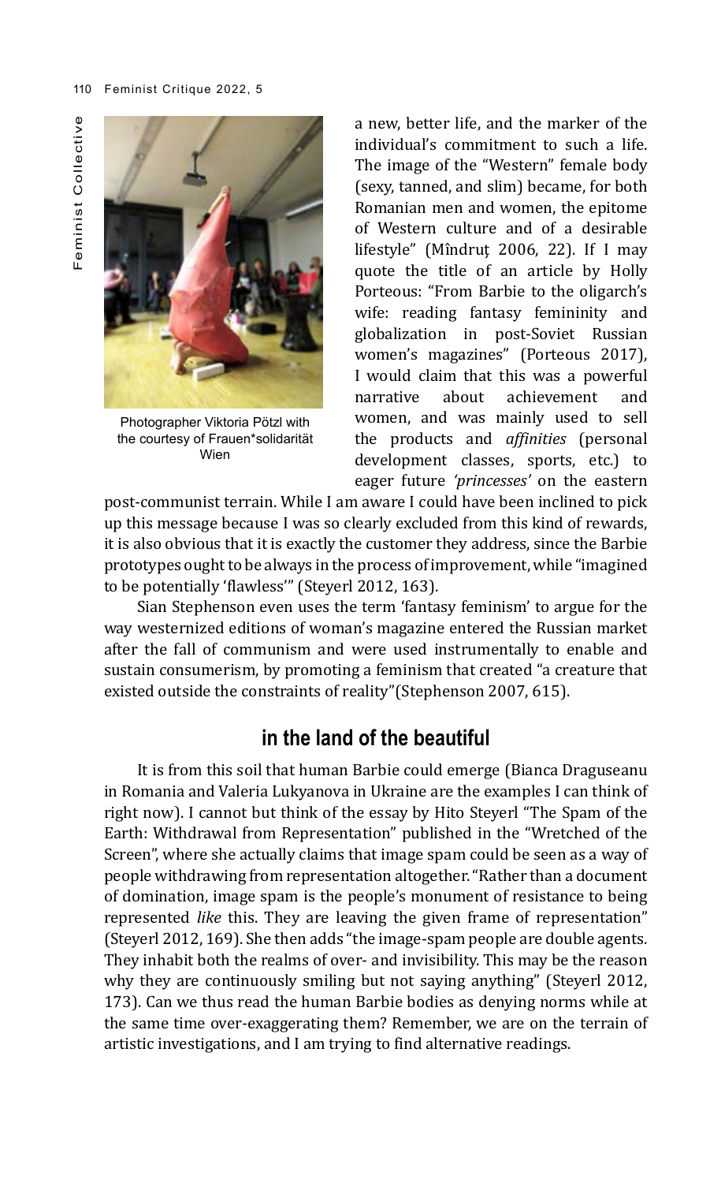Photographer Viktoria Pötzl with the courtesy of Frauen*solidarität Wien

a new, better life, and the marker of the individual's commitment to such a life. The image of the "Western" female body (sexy, tanned, and slim) became, for both Romanian men and women, the epitome of Western culture and of a desirable lifestyle" (Mîndruț 2006, 22). If I may quote the title of an article by Holly Porteous: "From Barbie to the oligarch's wife: reading fantasy femininity and globalization in post-Soviet Russian women's magazines" (Porteous 2017), I would claim that this was a powerful narrative about achievement and women, and was mainly used to sell the products and *affinities* (personal development classes, sports, etc.) to eager future *'princesses'* on the eastern post-communist terrain. While I am aware I could have been inclined to pick up this message because I was so clearly excluded from this kind of rewards, it is also obvious that it is exactly the customer they address, since the Barbie prototypes ought to be always in the process of improvement, while "imagined to be potentially 'flawless'" (Steyerl 2012, 163).

Sian Stephenson even uses the term 'fantasy feminism' to argue for the way westernized editions of woman's magazine entered the Russian market after the fall of communism and were used instrumentally to enable and sustain consumerism, by promoting a feminism that created "a creature that existed outside the constraints of reality"(Stephenson 2007, 615).

## in the land of the beautiful

It is from this soil that human Barbie could emerge (Bianca Draguseanu in Romania and Valeria Lukyanova in Ukraine are the examples I can think of right now). I cannot but think of the essay by Hito Steyerl "The Spam of the Earth: Withdrawal from Representation" published in the "Wretched of the Screen", where she actually claims that image spam could be seen as a way of people withdrawing from representation altogether. "Rather than a document of domination, image spam is the people's monument of resistance to being represented *like* this. They are leaving the given frame of representation" (Steyerl 2012, 169). She then adds "the image-spam people are double agents. They inhabit both the realms of over- and invisibility. This may be the reason why they are continuously smiling but not saying anything" (Steyerl 2012, 173). Can we thus read the human Barbie bodies as denying norms while at the same time over-exaggerating them? Remember, we are on the terrain of artistic investigations, and I am trying to find alternative readings.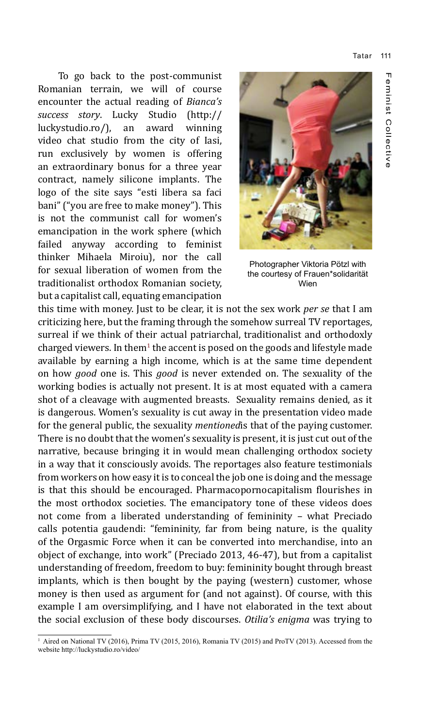To go back to the post-communist Romanian terrain, we will of course encounter the actual reading of *Bianca's success story*. Lucky Studio (http://luckystudio.ro/), an award winning video chat studio from the city of Iasi, run exclusively by women is offering an extraordinary bonus for a three year contract, namely silicone implants. The logo of the site says "esti libera sa faci bani" ("you are free to make money"). This is not the communist call for women's emancipation in the work sphere (which failed anyway according to feminist thinker Mihaela Miroiu), nor the call for sexual liberation of women from the traditionalist orthodox Romanian society, but a capitalist call, equating emancipation this time with money. Just to be clear, it is not the sex work *per se* that I am criticizing here, but the framing through the somehow surreal TV reportages, surreal if we think of their actual patriarchal, traditionalist and orthodoxly charged viewers. In them[1] the accent is posed on the goods and lifestyle made available by earning a high income, which is at the same time dependent on how *good* one is. This *good* is never extended on. The sexuality of the working bodies is actually not present. It is at most equated with a camera shot of a cleavage with augmented breasts. Sexuality remains denied, as it is dangerous. Women's sexuality is cut away in the presentation video made for the general public, the sexuality *mentioned*is that of the paying customer. There is no doubt that the women's sexuality is present, it is just cut out of the narrative, because bringing it in would mean challenging orthodox society in a way that it consciously avoids. The reportages also feature testimonials from workers on how easy it is to conceal the job one is doing and the message is that this should be encouraged. Pharmacopornocapitalism flourishes in the most orthodox societies. The emancipatory tone of these videos does not come from a liberated understanding of femininity – what Preciado calls potentia gaudendi: "femininity, far from being nature, is the quality of the Orgasmic Force when it can be converted into merchandise, into an object of exchange, into work" (Preciado 2013, 46-47), but from a capitalist understanding of freedom, freedom to buy: femininity bought through breast implants, which is then bought by the paying (western) customer, whose money is then used as argument for (and not against). Of course, with this example I am oversimplifying, and I have not elaborated in the text about the social exclusion of these body discourses. *Otilia's enigma* was trying to

Photographer Viktoria Pötzl with the courtesy of Frauen*solidarität Wien

[1] Aired on National TV (2016), Prima TV (2015, 2016), Romania TV (2015) and ProTV (2013). Accessed from the website http://luckystudio.ro/video/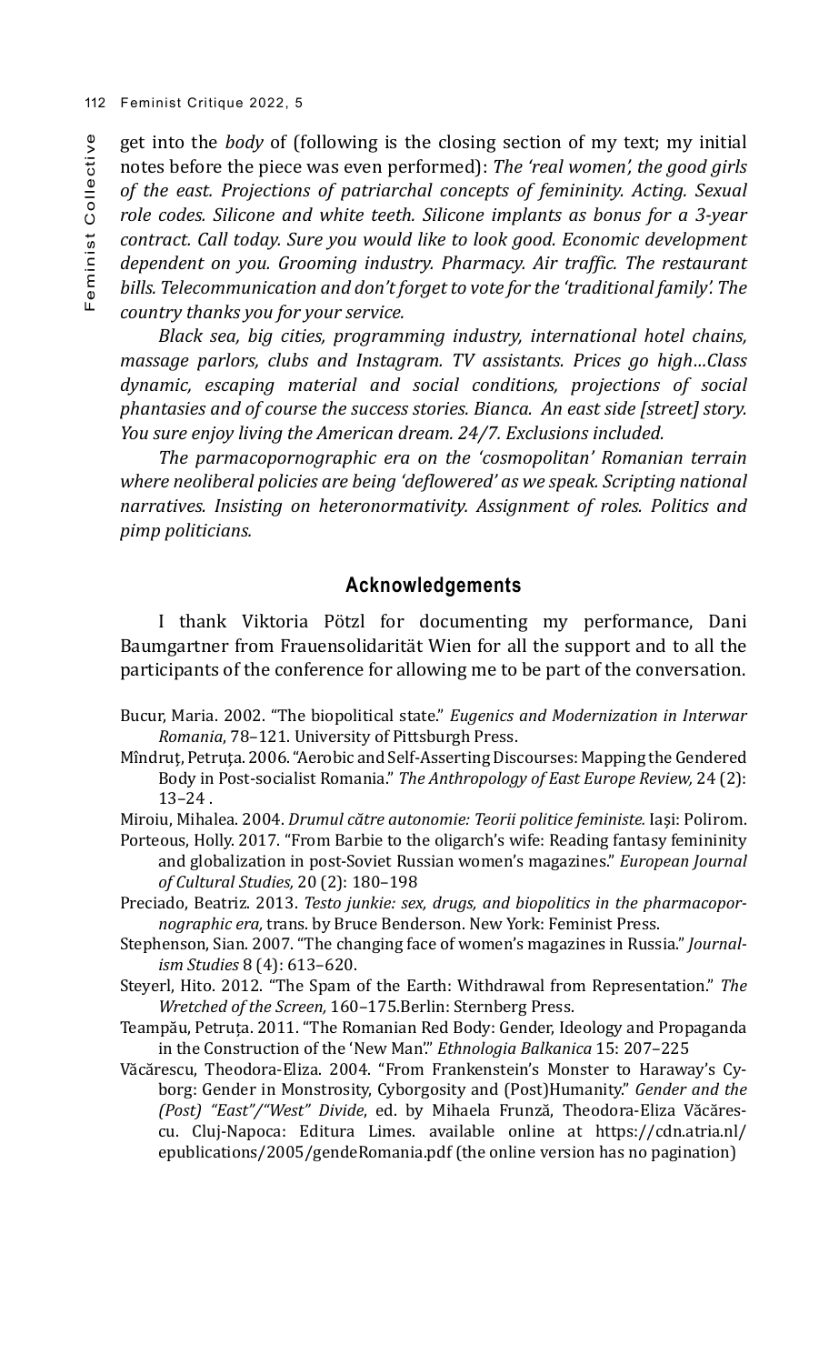get into the *body* of (following is the closing section of my text; my initial notes before the piece was even performed): *The 'real women', the good girls of the east. Projections of patriarchal concepts of femininity. Acting. Sexual role codes. Silicone and white teeth. Silicone implants as bonus for a 3-year contract. Call today. Sure you would like to look good. Economic development dependent on you. Grooming industry. Pharmacy. Air traffic. The restaurant bills. Telecommunication and don't forget to vote for the 'traditional family'. The country thanks you for your service.*

*Black sea, big cities, programming industry, international hotel chains, massage parlors, clubs and Instagram. TV assistants. Prices go high…Class dynamic, escaping material and social conditions, projections of social phantasies and of course the success stories. Bianca. An east side [street] story. You sure enjoy living the American dream. 24/7. Exclusions included.*

*The parmacopornographic era on the 'cosmopolitan' Romanian terrain where neoliberal policies are being 'deflowered' as we speak. Scripting national narratives. Insisting on heteronormativity. Assignment of roles. Politics and pimp politicians.*

## Acknowledgements

I thank Viktoria Pötzl for documenting my performance, Dani Baumgartner from Frauensolidarität Wien for all the support and to all the participants of the conference for allowing me to be part of the conversation.

Bucur, Maria. 2002. "The biopolitical state." *Eugenics and Modernization in Interwar Romania*, 78–121. University of Pittsburgh Press.

Mîndruț, Petruța. 2006. "Aerobic and Self-Asserting Discourses: Mapping the Gendered Body in Post-socialist Romania." *The Anthropology of East Europe Review,* 24 (2): 13–24 .

Miroiu, Mihalea. 2004. *Drumul către autonomie: Teorii politice feministe.* Iași: Polirom.

Porteous, Holly. 2017. "From Barbie to the oligarch's wife: Reading fantasy femininity and globalization in post-Soviet Russian women's magazines." *European Journal of Cultural Studies,* 20 (2): 180–198

Preciado, Beatriz. 2013. *Testo junkie: sex, drugs, and biopolitics in the pharmacopornographic era,* trans. by Bruce Benderson. New York: Feminist Press.

Stephenson, Sian. 2007. "The changing face of women's magazines in Russia." *Journalism Studies* 8 (4): 613–620.

Steyerl, Hito. 2012. "The Spam of the Earth: Withdrawal from Representation." *The Wretched of the Screen,* 160–175.Berlin: Sternberg Press.

Teampău, Petruța. 2011. "The Romanian Red Body: Gender, Ideology and Propaganda in the Construction of the 'New Man'." *Ethnologia Balkanica* 15: 207–225

Văcărescu, Theodora-Eliza. 2004. "From Frankenstein's Monster to Haraway's Cyborg: Gender in Monstrosity, Cyborgosity and (Post)Humanity." *Gender and the (Post) "East"/"West" Divide*, ed. by Mihaela Frunză, Theodora-Eliza Văcărescu. Cluj-Napoca: Editura Limes. available online at https://cdn.atria.nl/epublications/2005/gendeRomania.pdf (the online version has no pagination)